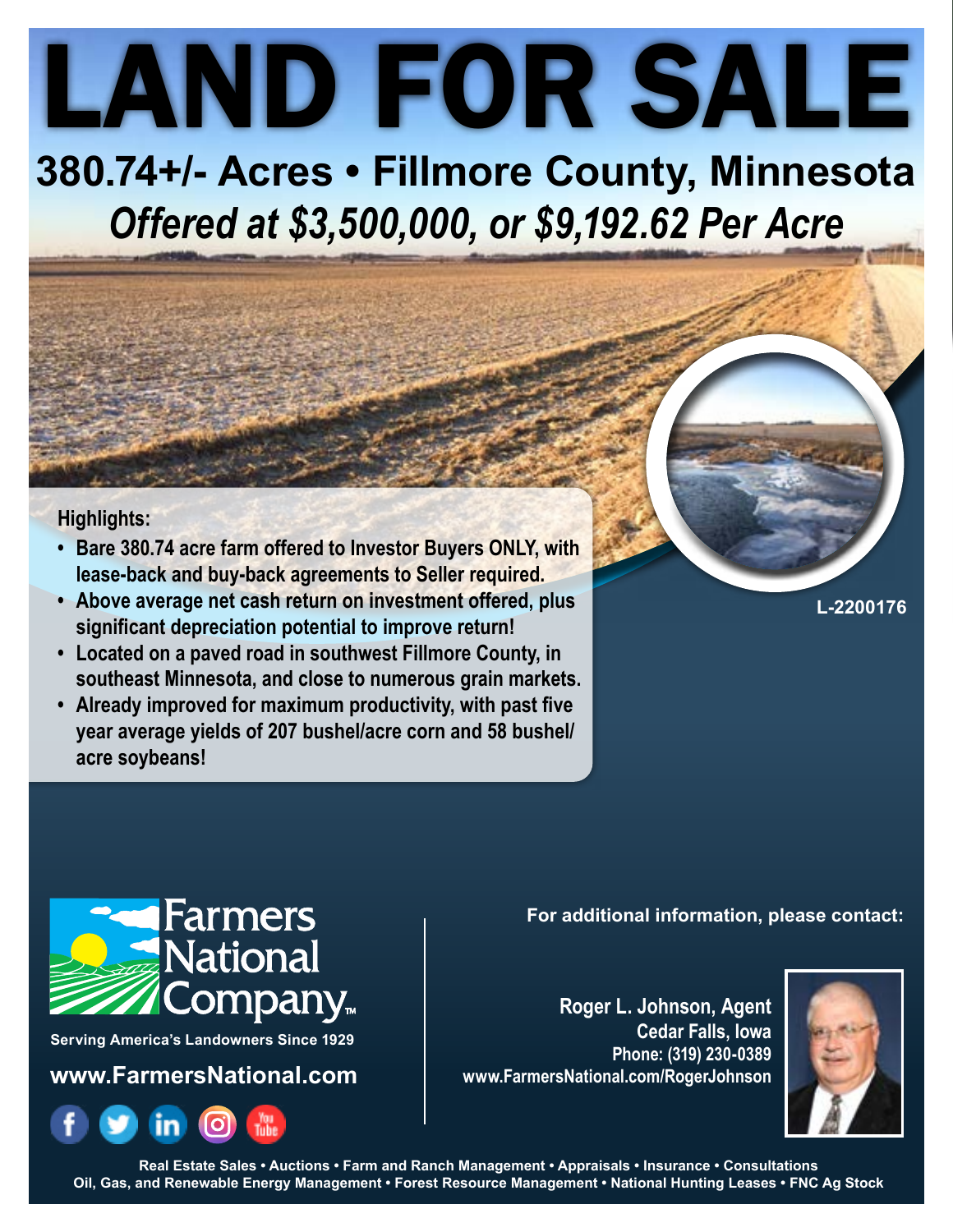# LAND FOR SALE

## 380.74+/- Acres • Fillmore County, Minnesota

## *Offered at $3,500,000, or $9,192.62 Per Acre*

**Highlights:**

- **Bare 380.74 acre farm offered to Investor Buyers ONLY, with lease-back and buy-back agreements to Seller required.**
- **Above average net cash return on investment offered, plus significant depreciation potential to improve return!**
- **Located on a paved road in southwest Fillmore County, in southeast Minnesota, and close to numerous grain markets.**
- **Already improved for maximum productivity, with past five year average yields of 207 bushel/acre corn and 58 bushel/acre soybeans!**

**L-2200176**

Farmers National Company™

**Serving America's Landowners Since 1929**

**www.FarmersNational.com**

**For additional information, please contact:**

**Roger L. Johnson, Agent**
**Cedar Falls, Iowa**
**Phone: (319) 230-0389**
**www.FarmersNational.com/RogerJohnson**

**Real Estate Sales • Auctions • Farm and Ranch Management • Appraisals • Insurance • Consultations**
**Oil, Gas, and Renewable Energy Management • Forest Resource Management • National Hunting Leases • FNC Ag Stock**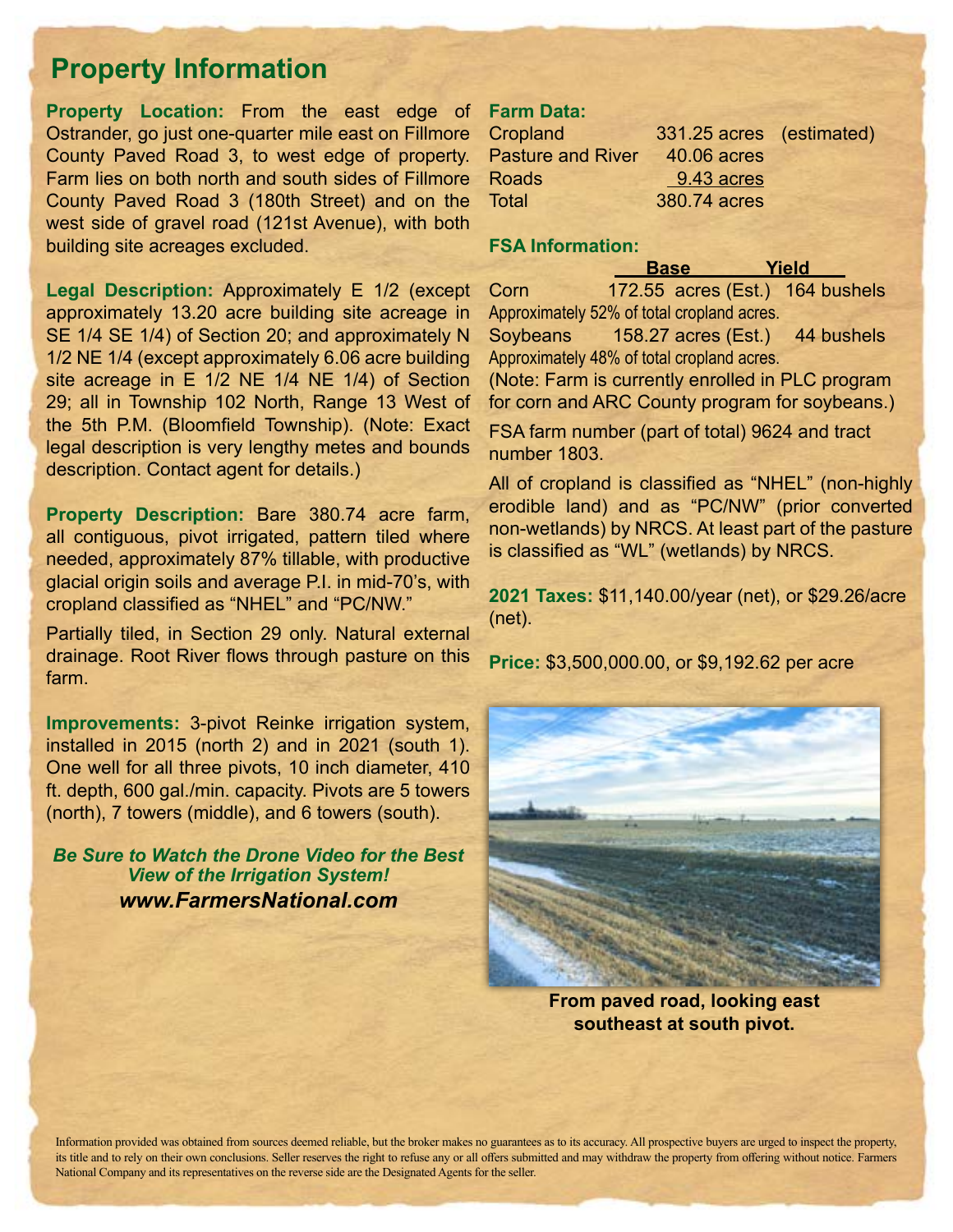## Property Information

**Property Location:** From the east edge of Ostrander, go just one-quarter mile east on Fillmore County Paved Road 3, to west edge of property. Farm lies on both north and south sides of Fillmore County Paved Road 3 (180th Street) and on the west side of gravel road (121st Avenue), with both building site acreages excluded.

**Legal Description:** Approximately E 1/2 (except approximately 13.20 acre building site acreage in SE 1/4 SE 1/4) of Section 20; and approximately N 1/2 NE 1/4 (except approximately 6.06 acre building site acreage in E 1/2 NE 1/4 NE 1/4) of Section 29; all in Township 102 North, Range 13 West of the 5th P.M. (Bloomfield Township). (Note: Exact legal description is very lengthy metes and bounds description. Contact agent for details.)

**Property Description:** Bare 380.74 acre farm, all contiguous, pivot irrigated, pattern tiled where needed, approximately 87% tillable, with productive glacial origin soils and average P.I. in mid-70's, with cropland classified as "NHEL" and "PC/NW."

Partially tiled, in Section 29 only. Natural external drainage. Root River flows through pasture on this farm.

**Improvements:** 3-pivot Reinke irrigation system, installed in 2015 (north 2) and in 2021 (south 1). One well for all three pivots, 10 inch diameter, 410 ft. depth, 600 gal./min. capacity. Pivots are 5 towers (north), 7 towers (middle), and 6 towers (south).

***Be Sure to Watch the Drone Video for the Best View of the Irrigation System!***
***www.FarmersNational.com***

**Farm Data:**

| | | |
|---|---|---|
| Cropland | 331.25 acres | (estimated) |
| Pasture and River | 40.06 acres | |
| Roads | 9.43 acres | |
| Total | 380.74 acres | |

**FSA Information:**

| | Base | Yield |
|---|---|---|
| Corn | 172.55 acres (Est.) | 164 bushels |

Approximately 52% of total cropland acres.

| | Base | Yield |
|---|---|---|
| Soybeans | 158.27 acres (Est.) | 44 bushels |

Approximately 48% of total cropland acres.

(Note: Farm is currently enrolled in PLC program for corn and ARC County program for soybeans.)

FSA farm number (part of total) 9624 and tract number 1803.

All of cropland is classified as "NHEL" (non-highly erodible land) and as "PC/NW" (prior converted non-wetlands) by NRCS. At least part of the pasture is classified as "WL" (wetlands) by NRCS.

**2021 Taxes:** $11,140.00/year (net), or $29.26/acre (net).

**Price:** $3,500,000.00, or $9,192.62 per acre

**From paved road, looking east southeast at south pivot.**

Information provided was obtained from sources deemed reliable, but the broker makes no guarantees as to its accuracy. All prospective buyers are urged to inspect the property, its title and to rely on their own conclusions. Seller reserves the right to refuse any or all offers submitted and may withdraw the property from offering without notice. Farmers National Company and its representatives on the reverse side are the Designated Agents for the seller.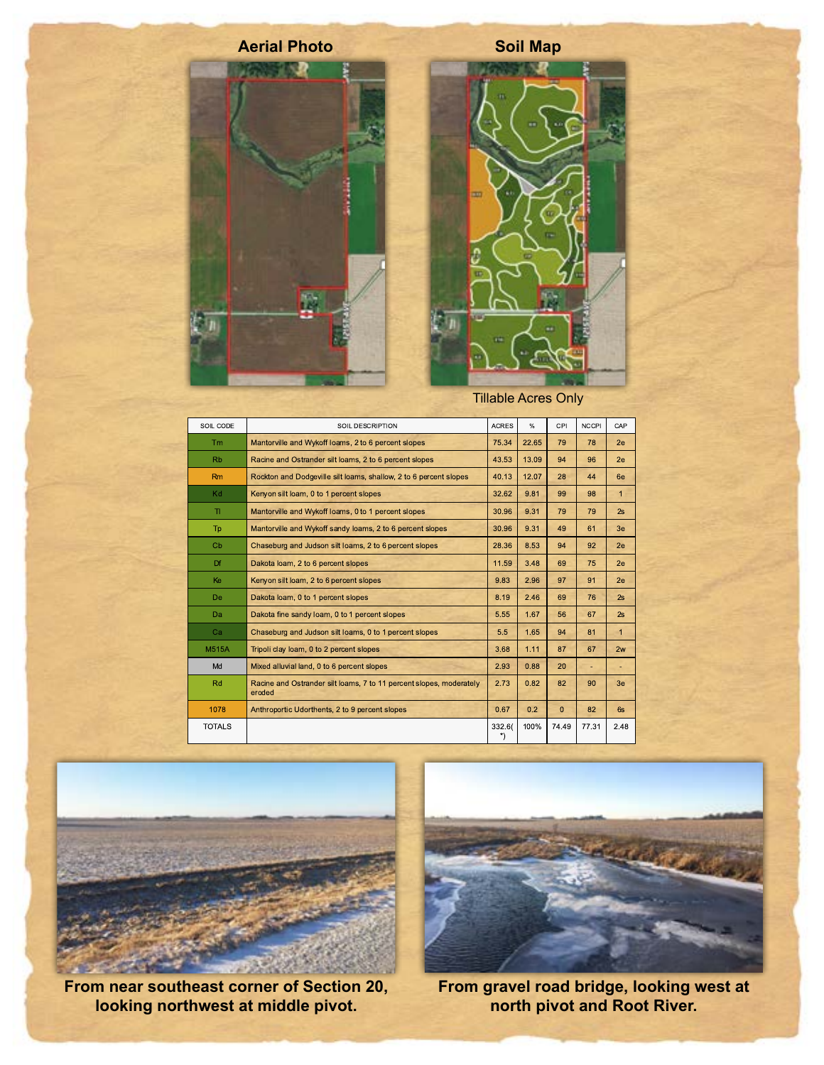**Aerial Photo**

**Soil Map**

Tillable Acres Only

| SOIL CODE | SOIL DESCRIPTION | ACRES | % | CPI | NCCPI | CAP |
|---|---|---|---|---|---|---|
| Tm | Mantorville and Wykoff loams, 2 to 6 percent slopes | 75.34 | 22.65 | 79 | 78 | 2e |
| Rb | Racine and Ostrander silt loams, 2 to 6 percent slopes | 43.53 | 13.09 | 94 | 96 | 2e |
| Rm | Rockton and Dodgeville silt loams, shallow, 2 to 6 percent slopes | 40.13 | 12.07 | 28 | 44 | 6e |
| Kd | Kenyon silt loam, 0 to 1 percent slopes | 32.62 | 9.81 | 99 | 98 | 1 |
| Tl | Mantorville and Wykoff loams, 0 to 1 percent slopes | 30.96 | 9.31 | 79 | 79 | 2s |
| Tp | Mantorville and Wykoff sandy loams, 2 to 6 percent slopes | 30.96 | 9.31 | 49 | 61 | 3e |
| Cb | Chaseburg and Judson silt loams, 2 to 6 percent slopes | 28.36 | 8.53 | 94 | 92 | 2e |
| Df | Dakota loam, 2 to 6 percent slopes | 11.59 | 3.48 | 69 | 75 | 2e |
| Ke | Kenyon silt loam, 2 to 6 percent slopes | 9.83 | 2.96 | 97 | 91 | 2e |
| De | Dakota loam, 0 to 1 percent slopes | 8.19 | 2.46 | 69 | 76 | 2s |
| Da | Dakota fine sandy loam, 0 to 1 percent slopes | 5.55 | 1.67 | 56 | 67 | 2s |
| Ca | Chaseburg and Judson silt loams, 0 to 1 percent slopes | 5.5 | 1.65 | 94 | 81 | 1 |
| M515A | Tripoli clay loam, 0 to 2 percent slopes | 3.68 | 1.11 | 87 | 67 | 2w |
| Md | Mixed alluvial land, 0 to 6 percent slopes | 2.93 | 0.88 | 20 | - | - |
| Rd | Racine and Ostrander silt loams, 7 to 11 percent slopes, moderately eroded | 2.73 | 0.82 | 82 | 90 | 3e |
| 1078 | Anthroportic Udorthents, 2 to 9 percent slopes | 0.67 | 0.2 | 0 | 82 | 6s |
| TOTALS | | 332.6(*) | 100% | 74.49 | 77.31 | 2.48 |

**From near southeast corner of Section 20, looking northwest at middle pivot.**

**From gravel road bridge, looking west at north pivot and Root River.**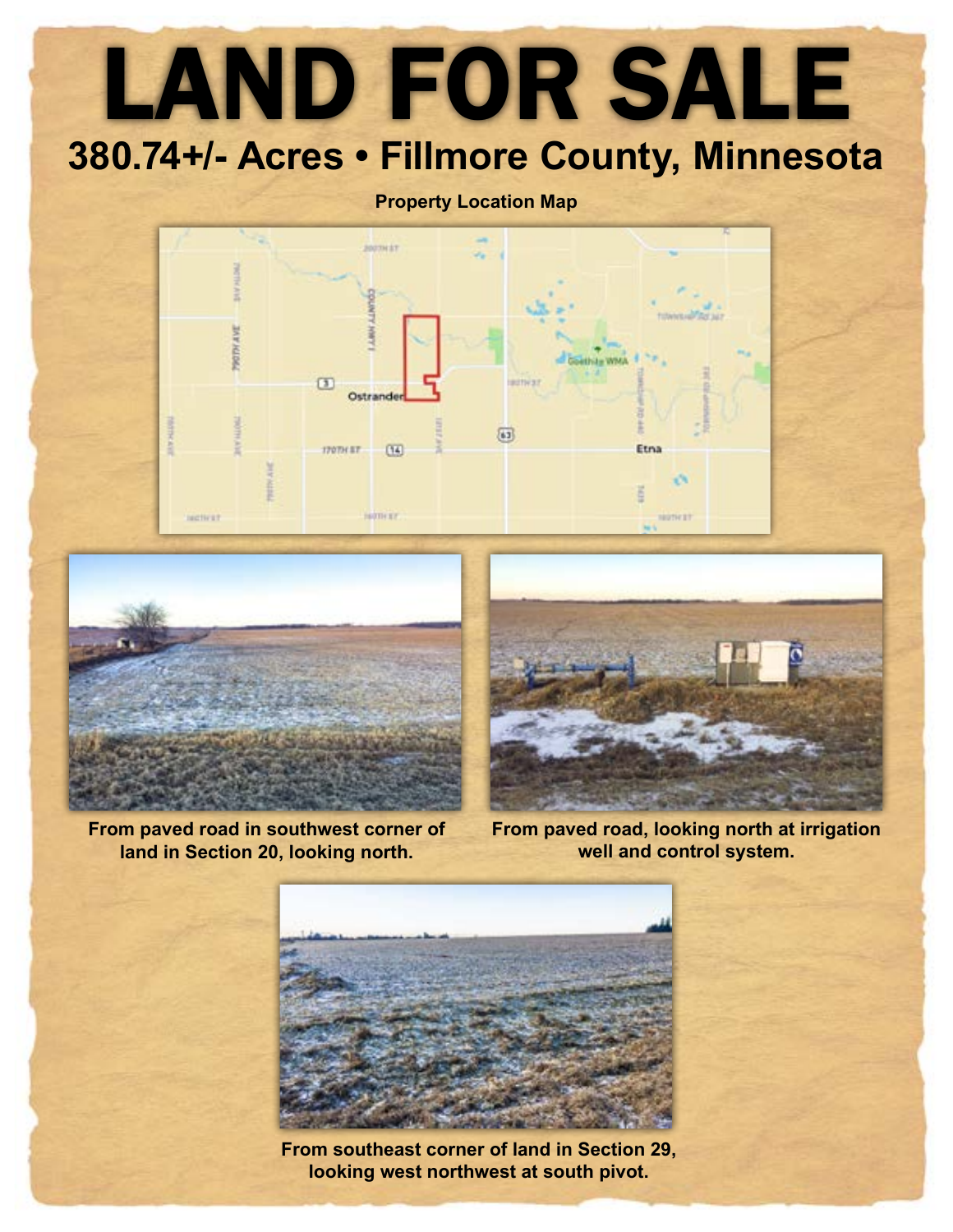# LAND FOR SALE

## 380.74+/- Acres • Fillmore County, Minnesota

**Property Location Map**

**From paved road in southwest corner of land in Section 20, looking north.**

**From paved road, looking north at irrigation well and control system.**

**From southeast corner of land in Section 29, looking west northwest at south pivot.**